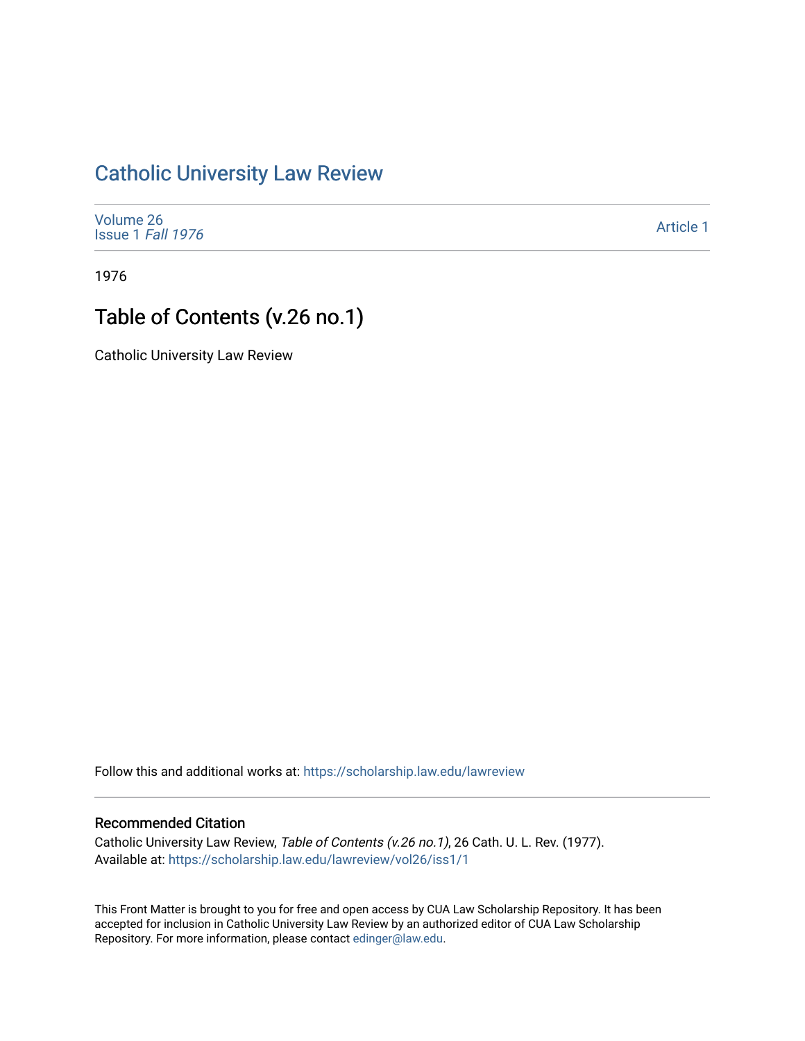# Catholic University Law Review

Volume 26
Issue 1 *Fall 1976*

Article 1

1976

## Table of Contents (v.26 no.1)

Catholic University Law Review

Follow this and additional works at: https://scholarship.law.edu/lawreview

### Recommended Citation

Catholic University Law Review, *Table of Contents (v.26 no.1)*, 26 Cath. U. L. Rev. (1977).
Available at: https://scholarship.law.edu/lawreview/vol26/iss1/1

This Front Matter is brought to you for free and open access by CUA Law Scholarship Repository. It has been accepted for inclusion in Catholic University Law Review by an authorized editor of CUA Law Scholarship Repository. For more information, please contact edinger@law.edu.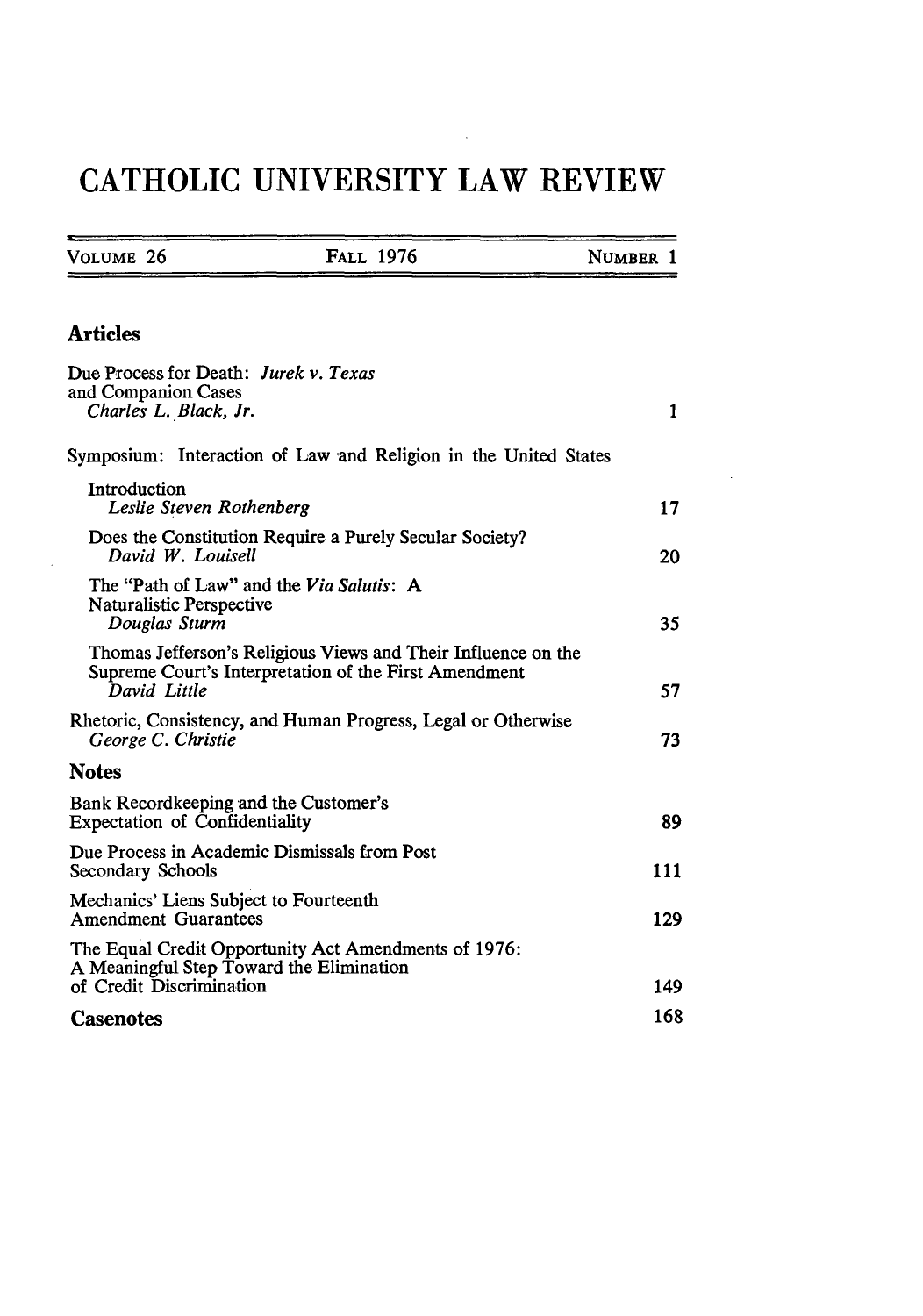# CATHOLIC UNIVERSITY LAW REVIEW

| VOLUME 26 | FALL 1976 | NUMBER 1 |
|---|---|---|

## Articles

Due Process for Death: *Jurek v. Texas* and Companion Cases
*Charles L. Black, Jr.* 1

Symposium: Interaction of Law and Religion in the United States

Introduction
*Leslie Steven Rothenberg* 17

Does the Constitution Require a Purely Secular Society?
*David W. Louisell* 20

The "Path of Law" and the *Via Salutis*: A Naturalistic Perspective
*Douglas Sturm* 35

Thomas Jefferson's Religious Views and Their Influence on the Supreme Court's Interpretation of the First Amendment
*David Little* 57

Rhetoric, Consistency, and Human Progress, Legal or Otherwise
*George C. Christie* 73

## Notes

Bank Recordkeeping and the Customer's Expectation of Confidentiality 89

Due Process in Academic Dismissals from Post Secondary Schools 111

Mechanics' Liens Subject to Fourteenth Amendment Guarantees 129

The Equal Credit Opportunity Act Amendments of 1976: A Meaningful Step Toward the Elimination of Credit Discrimination 149

## Casenotes 168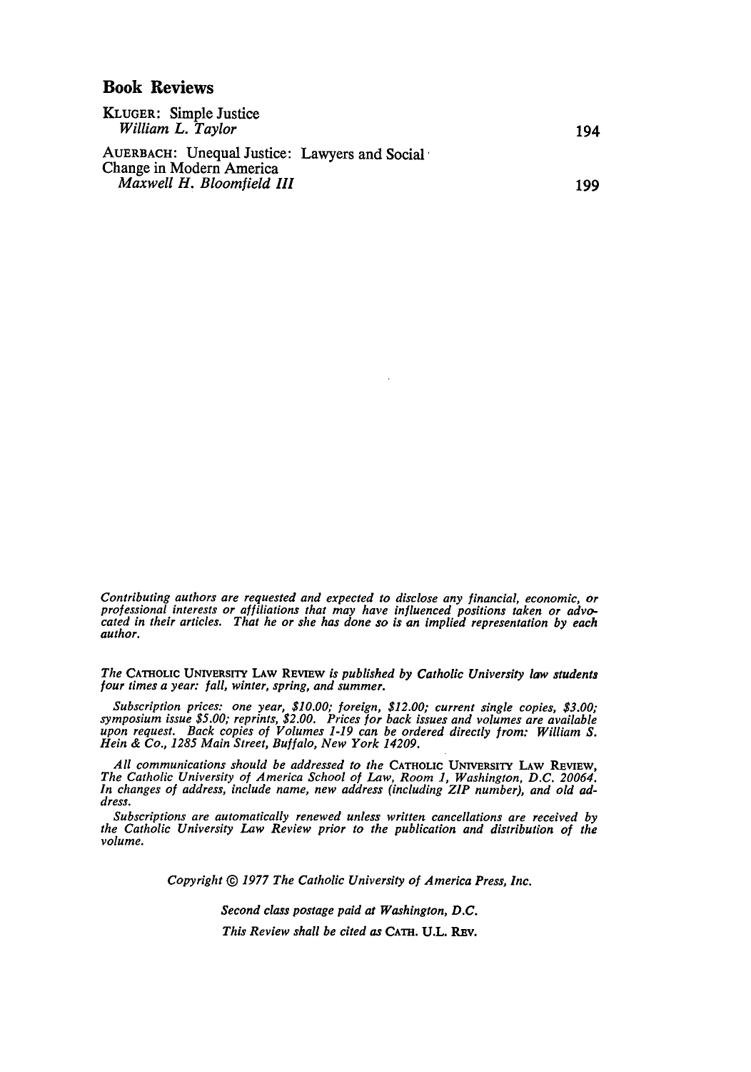## Book Reviews

KLUGER: Simple Justice
*William L. Taylor* 194

AUERBACH: Unequal Justice: Lawyers and Social Change in Modern America
*Maxwell H. Bloomfield III* 199

*Contributing authors are requested and expected to disclose any financial, economic, or professional interests or affiliations that may have influenced positions taken or advocated in their articles. That he or she has done so is an implied representation by each author.*

*The* CATHOLIC UNIVERSITY LAW REVIEW *is published by Catholic University law students four times a year: fall, winter, spring, and summer.*

*Subscription prices: one year, $10.00; foreign, $12.00; current single copies, $3.00; symposium issue $5.00; reprints, $2.00. Prices for back issues and volumes are available upon request. Back copies of Volumes 1-19 can be ordered directly from: William S. Hein & Co., 1285 Main Street, Buffalo, New York 14209.*

*All communications should be addressed to the* CATHOLIC UNIVERSITY LAW REVIEW, *The Catholic University of America School of Law, Room 1, Washington, D.C. 20064. In changes of address, include name, new address (including ZIP number), and old address.*

*Subscriptions are automatically renewed unless written cancellations are received by the Catholic University Law Review prior to the publication and distribution of the volume.*

*Copyright © 1977 The Catholic University of America Press, Inc.*

*Second class postage paid at Washington, D.C.*

*This Review shall be cited as* CATH. U.L. REV.